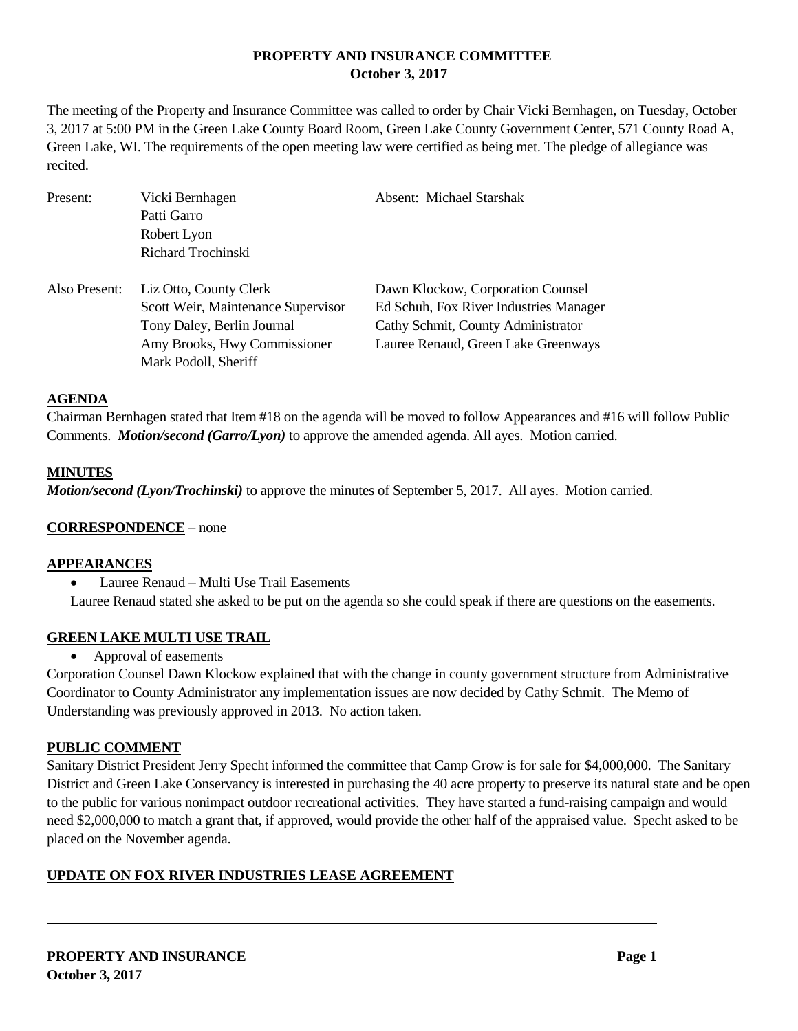# PROPERTY AND INSURANCE COMMITTEE
## October 3, 2017

The meeting of the Property and Insurance Committee was called to order by Chair Vicki Bernhagen, on Tuesday, October 3, 2017 at 5:00 PM in the Green Lake County Board Room, Green Lake County Government Center, 571 County Road A, Green Lake, WI. The requirements of the open meeting law were certified as being met. The pledge of allegiance was recited.

| | | |
|---|---|---|
| Present: | Vicki Bernhagen | Absent: Michael Starshak |
| | Patti Garro | |
| | Robert Lyon | |
| | Richard Trochinski | |
| Also Present: | Liz Otto, County Clerk | Dawn Klockow, Corporation Counsel |
| | Scott Weir, Maintenance Supervisor | Ed Schuh, Fox River Industries Manager |
| | Tony Daley, Berlin Journal | Cathy Schmit, County Administrator |
| | Amy Brooks, Hwy Commissioner | Lauree Renaud, Green Lake Greenways |
| | Mark Podoll, Sheriff | |

**AGENDA**

Chairman Bernhagen stated that Item #18 on the agenda will be moved to follow Appearances and #16 will follow Public Comments. ***Motion/second (Garro/Lyon)*** to approve the amended agenda. All ayes. Motion carried.

**MINUTES**

***Motion/second (Lyon/Trochinski)*** to approve the minutes of September 5, 2017. All ayes. Motion carried.

**CORRESPONDENCE** – none

**APPEARANCES**

- Lauree Renaud – Multi Use Trail Easements

Lauree Renaud stated she asked to be put on the agenda so she could speak if there are questions on the easements.

**GREEN LAKE MULTI USE TRAIL**

- Approval of easements

Corporation Counsel Dawn Klockow explained that with the change in county government structure from Administrative Coordinator to County Administrator any implementation issues are now decided by Cathy Schmit. The Memo of Understanding was previously approved in 2013. No action taken.

**PUBLIC COMMENT**

Sanitary District President Jerry Specht informed the committee that Camp Grow is for sale for $4,000,000. The Sanitary District and Green Lake Conservancy is interested in purchasing the 40 acre property to preserve its natural state and be open to the public for various nonimpact outdoor recreational activities. They have started a fund-raising campaign and would need $2,000,000 to match a grant that, if approved, would provide the other half of the appraised value. Specht asked to be placed on the November agenda.

**UPDATE ON FOX RIVER INDUSTRIES LEASE AGREEMENT**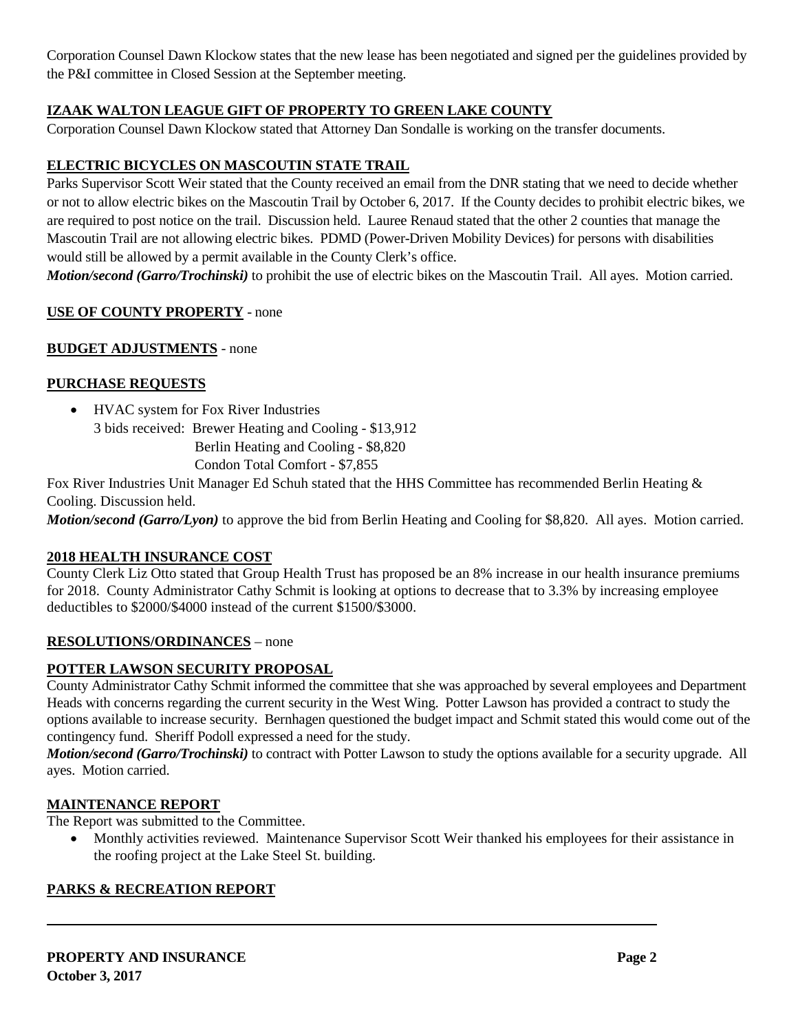Corporation Counsel Dawn Klockow states that the new lease has been negotiated and signed per the guidelines provided by the P&I committee in Closed Session at the September meeting.

**IZAAK WALTON LEAGUE GIFT OF PROPERTY TO GREEN LAKE COUNTY**

Corporation Counsel Dawn Klockow stated that Attorney Dan Sondalle is working on the transfer documents.

**ELECTRIC BICYCLES ON MASCOUTIN STATE TRAIL**

Parks Supervisor Scott Weir stated that the County received an email from the DNR stating that we need to decide whether or not to allow electric bikes on the Mascoutin Trail by October 6, 2017. If the County decides to prohibit electric bikes, we are required to post notice on the trail. Discussion held. Lauree Renaud stated that the other 2 counties that manage the Mascoutin Trail are not allowing electric bikes. PDMD (Power-Driven Mobility Devices) for persons with disabilities would still be allowed by a permit available in the County Clerk's office.

***Motion/second (Garro/Trochinski)*** to prohibit the use of electric bikes on the Mascoutin Trail. All ayes. Motion carried.

**USE OF COUNTY PROPERTY** - none

**BUDGET ADJUSTMENTS** - none

**PURCHASE REQUESTS**

- HVAC system for Fox River Industries
  3 bids received: Brewer Heating and Cooling - $13,912
  Berlin Heating and Cooling - $8,820
  Condon Total Comfort - $7,855

Fox River Industries Unit Manager Ed Schuh stated that the HHS Committee has recommended Berlin Heating & Cooling. Discussion held.

***Motion/second (Garro/Lyon)*** to approve the bid from Berlin Heating and Cooling for $8,820. All ayes. Motion carried.

**2018 HEALTH INSURANCE COST**

County Clerk Liz Otto stated that Group Health Trust has proposed be an 8% increase in our health insurance premiums for 2018. County Administrator Cathy Schmit is looking at options to decrease that to 3.3% by increasing employee deductibles to $2000/$4000 instead of the current $1500/$3000.

**RESOLUTIONS/ORDINANCES** – none

**POTTER LAWSON SECURITY PROPOSAL**

County Administrator Cathy Schmit informed the committee that she was approached by several employees and Department Heads with concerns regarding the current security in the West Wing. Potter Lawson has provided a contract to study the options available to increase security. Bernhagen questioned the budget impact and Schmit stated this would come out of the contingency fund. Sheriff Podoll expressed a need for the study.

***Motion/second (Garro/Trochinski)*** to contract with Potter Lawson to study the options available for a security upgrade. All ayes. Motion carried.

**MAINTENANCE REPORT**

The Report was submitted to the Committee.

- Monthly activities reviewed. Maintenance Supervisor Scott Weir thanked his employees for their assistance in the roofing project at the Lake Steel St. building.

**PARKS & RECREATION REPORT**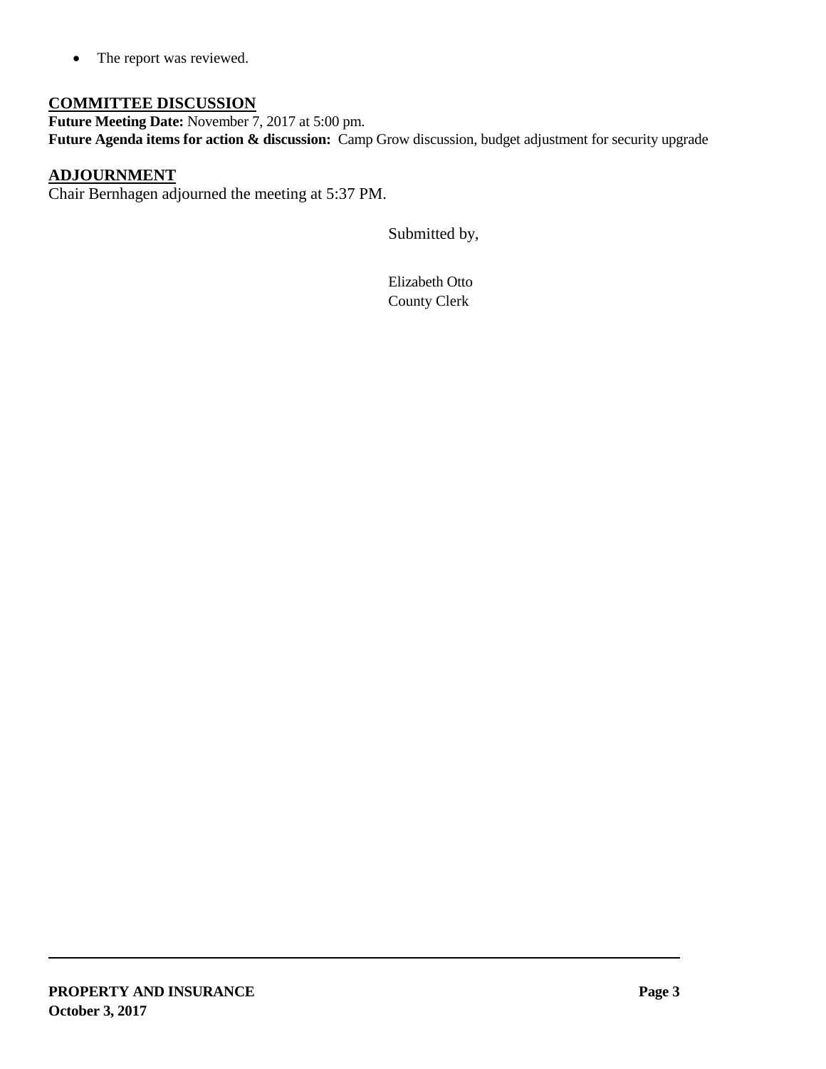- The report was reviewed.

## COMMITTEE DISCUSSION

**Future Meeting Date:** November 7, 2017 at 5:00 pm.
**Future Agenda items for action & discussion:** Camp Grow discussion, budget adjustment for security upgrade

## ADJOURNMENT

Chair Bernhagen adjourned the meeting at 5:37 PM.

Submitted by,

Elizabeth Otto
County Clerk